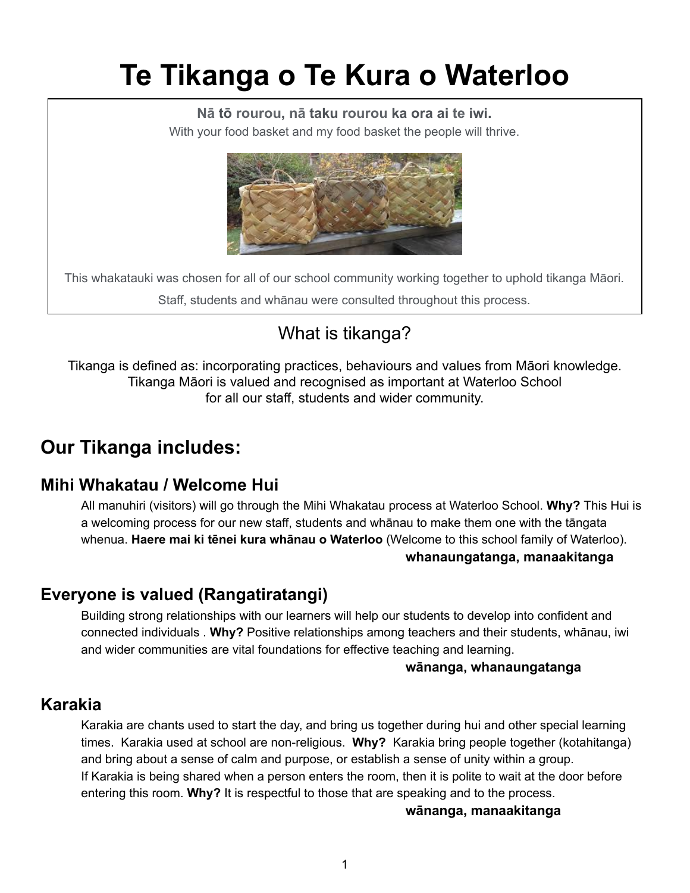# Te Tikanga o Te Kura o Waterloo

**Nā tō rourou, nā taku rourou ka ora ai te iwi.**

With your food basket and my food basket the people will thrive.

This whakatauki was chosen for all of our school community working together to uphold tikanga Māori.

Staff, students and whānau were consulted throughout this process.

## What is tikanga?

Tikanga is defined as: incorporating practices, behaviours and values from Māori knowledge. Tikanga Māori is valued and recognised as important at Waterloo School for all our staff, students and wider community.

## Our Tikanga includes:

### Mihi Whakatau / Welcome Hui

All manuhiri (visitors) will go through the Mihi Whakatau process at Waterloo School. **Why?** This Hui is a welcoming process for our new staff, students and whānau to make them one with the tāngata whenua. **Haere mai ki tēnei kura whānau o Waterloo** (Welcome to this school family of Waterloo).

**whanaungatanga, manaakitanga**

### Everyone is valued (Rangatiratangi)

Building strong relationships with our learners will help our students to develop into confident and connected individuals . **Why?** Positive relationships among teachers and their students, whānau, iwi and wider communities are vital foundations for effective teaching and learning.

**wānanga, whanaungatanga**

### Karakia

Karakia are chants used to start the day, and bring us together during hui and other special learning times. Karakia used at school are non-religious. **Why?** Karakia bring people together (kotahitanga) and bring about a sense of calm and purpose, or establish a sense of unity within a group.

If Karakia is being shared when a person enters the room, then it is polite to wait at the door before entering this room. **Why?** It is respectful to those that are speaking and to the process.

**wānanga, manaakitanga**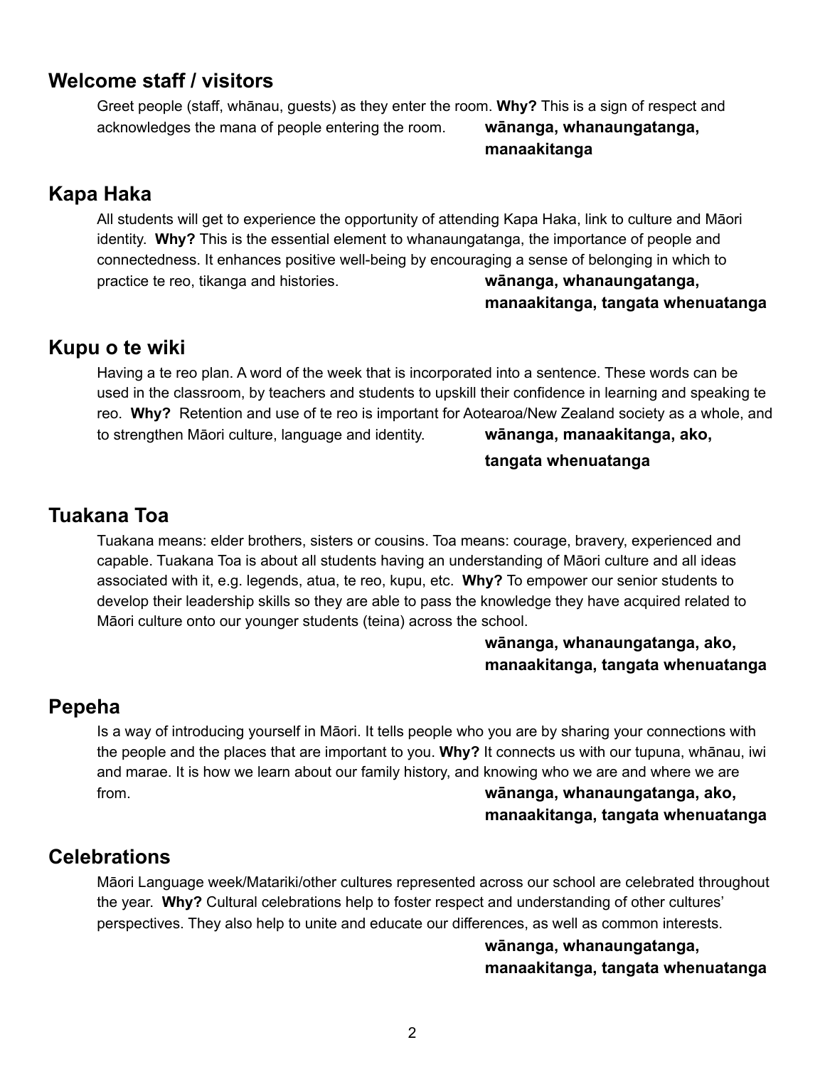## Welcome staff / visitors

Greet people (staff, whānau, guests) as they enter the room. **Why?** This is a sign of respect and acknowledges the mana of people entering the room. **wānanga, whanaungatanga, manaakitanga**

## Kapa Haka

All students will get to experience the opportunity of attending Kapa Haka, link to culture and Māori identity. **Why?** This is the essential element to whanaungatanga, the importance of people and connectedness. It enhances positive well-being by encouraging a sense of belonging in which to practice te reo, tikanga and histories. **wānanga, whanaungatanga, manaakitanga, tangata whenuatanga**

## Kupu o te wiki

Having a te reo plan. A word of the week that is incorporated into a sentence. These words can be used in the classroom, by teachers and students to upskill their confidence in learning and speaking te reo. **Why?** Retention and use of te reo is important for Aotearoa/New Zealand society as a whole, and to strengthen Māori culture, language and identity. **wānanga, manaakitanga, ako, tangata whenuatanga**

## Tuakana Toa

Tuakana means: elder brothers, sisters or cousins. Toa means: courage, bravery, experienced and capable. Tuakana Toa is about all students having an understanding of Māori culture and all ideas associated with it, e.g. legends, atua, te reo, kupu, etc. **Why?** To empower our senior students to develop their leadership skills so they are able to pass the knowledge they have acquired related to Māori culture onto our younger students (teina) across the school.

**wānanga, whanaungatanga, ako, manaakitanga, tangata whenuatanga**

## Pepeha

Is a way of introducing yourself in Māori. It tells people who you are by sharing your connections with the people and the places that are important to you. **Why?** It connects us with our tupuna, whānau, iwi and marae. It is how we learn about our family history, and knowing who we are and where we are from. **wānanga, whanaungatanga, ako, manaakitanga, tangata whenuatanga**

## Celebrations

Māori Language week/Matariki/other cultures represented across our school are celebrated throughout the year. **Why?** Cultural celebrations help to foster respect and understanding of other cultures' perspectives. They also help to unite and educate our differences, as well as common interests.

**wānanga, whanaungatanga, manaakitanga, tangata whenuatanga**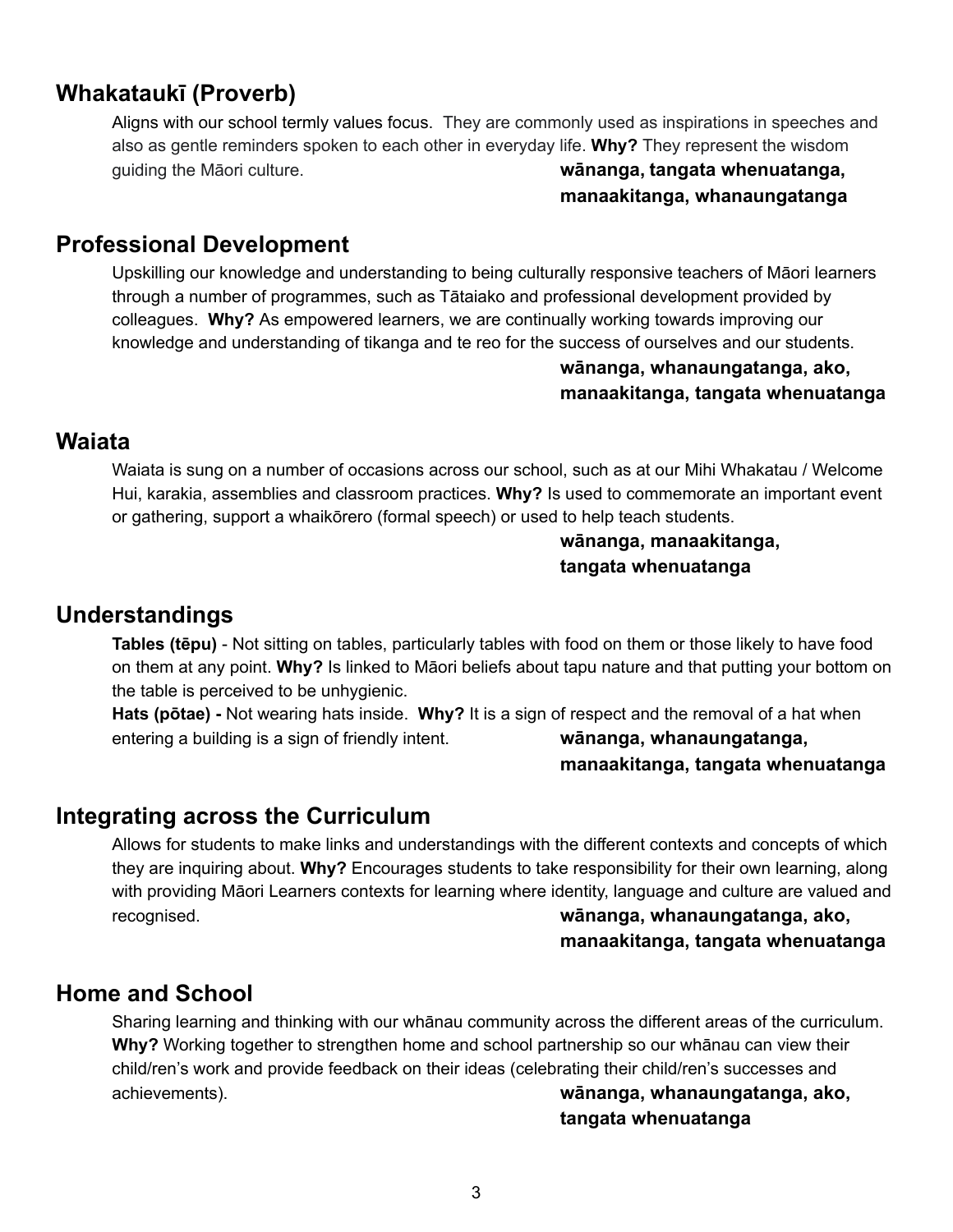## Whakataukī (Proverb)

Aligns with our school termly values focus. They are commonly used as inspirations in speeches and also as gentle reminders spoken to each other in everyday life. **Why?** They represent the wisdom guiding the Māori culture.

**wānanga, tangata whenuatanga, manaakitanga, whanaungatanga**

## Professional Development

Upskilling our knowledge and understanding to being culturally responsive teachers of Māori learners through a number of programmes, such as Tātaiako and professional development provided by colleagues. **Why?** As empowered learners, we are continually working towards improving our knowledge and understanding of tikanga and te reo for the success of ourselves and our students.

**wānanga, whanaungatanga, ako, manaakitanga, tangata whenuatanga**

## Waiata

Waiata is sung on a number of occasions across our school, such as at our Mihi Whakatau / Welcome Hui, karakia, assemblies and classroom practices. **Why?** Is used to commemorate an important event or gathering, support a whaikōrero (formal speech) or used to help teach students.

**wānanga, manaakitanga, tangata whenuatanga**

## Understandings

**Tables (tēpu)** - Not sitting on tables, particularly tables with food on them or those likely to have food on them at any point. **Why?** Is linked to Māori beliefs about tapu nature and that putting your bottom on the table is perceived to be unhygienic.

**Hats (pōtae) -** Not wearing hats inside. **Why?** It is a sign of respect and the removal of a hat when entering a building is a sign of friendly intent.

**wānanga, whanaungatanga, manaakitanga, tangata whenuatanga**

## Integrating across the Curriculum

Allows for students to make links and understandings with the different contexts and concepts of which they are inquiring about. **Why?** Encourages students to take responsibility for their own learning, along with providing Māori Learners contexts for learning where identity, language and culture are valued and recognised.

**wānanga, whanaungatanga, ako, manaakitanga, tangata whenuatanga**

## Home and School

Sharing learning and thinking with our whānau community across the different areas of the curriculum. **Why?** Working together to strengthen home and school partnership so our whānau can view their child/ren's work and provide feedback on their ideas (celebrating their child/ren's successes and achievements).

**wānanga, whanaungatanga, ako, tangata whenuatanga**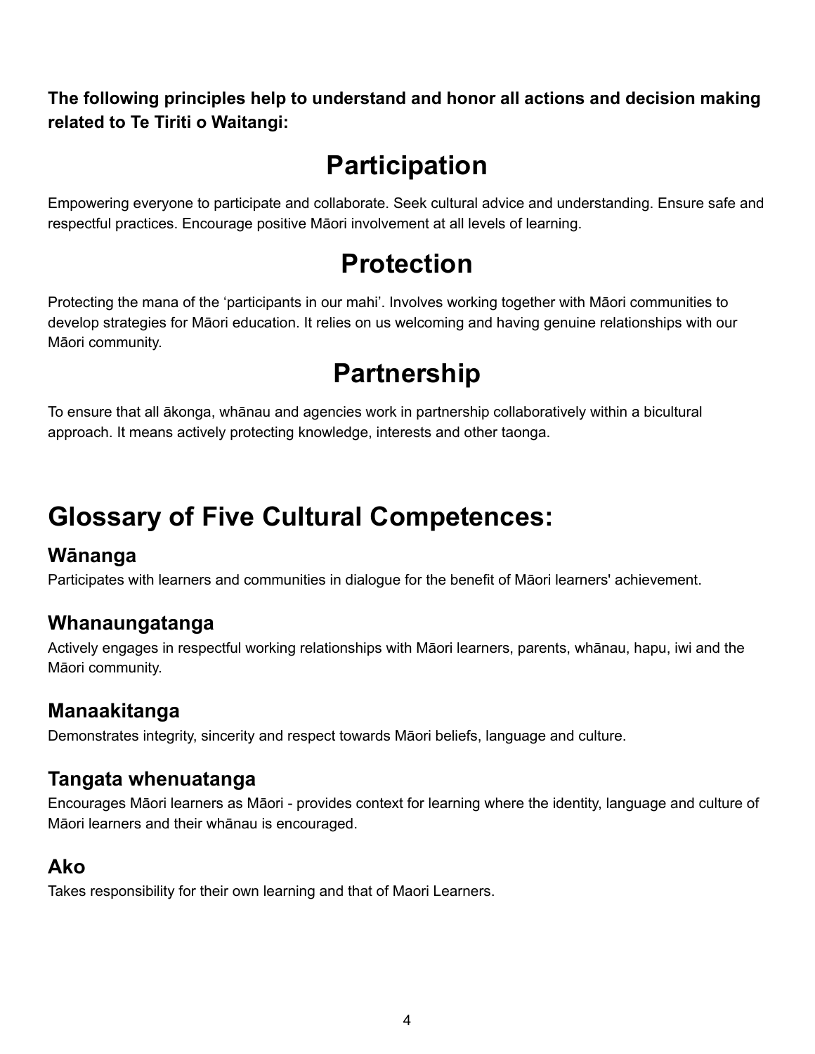**The following principles help to understand and honor all actions and decision making related to Te Tiriti o Waitangi:**

# Participation

Empowering everyone to participate and collaborate. Seek cultural advice and understanding. Ensure safe and respectful practices. Encourage positive Māori involvement at all levels of learning.

# Protection

Protecting the mana of the 'participants in our mahi'. Involves working together with Māori communities to develop strategies for Māori education. It relies on us welcoming and having genuine relationships with our Māori community.

# Partnership

To ensure that all ākonga, whānau and agencies work in partnership collaboratively within a bicultural approach. It means actively protecting knowledge, interests and other taonga.

# Glossary of Five Cultural Competences:

## Wānanga

Participates with learners and communities in dialogue for the benefit of Māori learners' achievement.

## Whanaungatanga

Actively engages in respectful working relationships with Māori learners, parents, whānau, hapu, iwi and the Māori community.

## Manaakitanga

Demonstrates integrity, sincerity and respect towards Māori beliefs, language and culture.

## Tangata whenuatanga

Encourages Māori learners as Māori - provides context for learning where the identity, language and culture of Māori learners and their whānau is encouraged.

## Ako

Takes responsibility for their own learning and that of Maori Learners.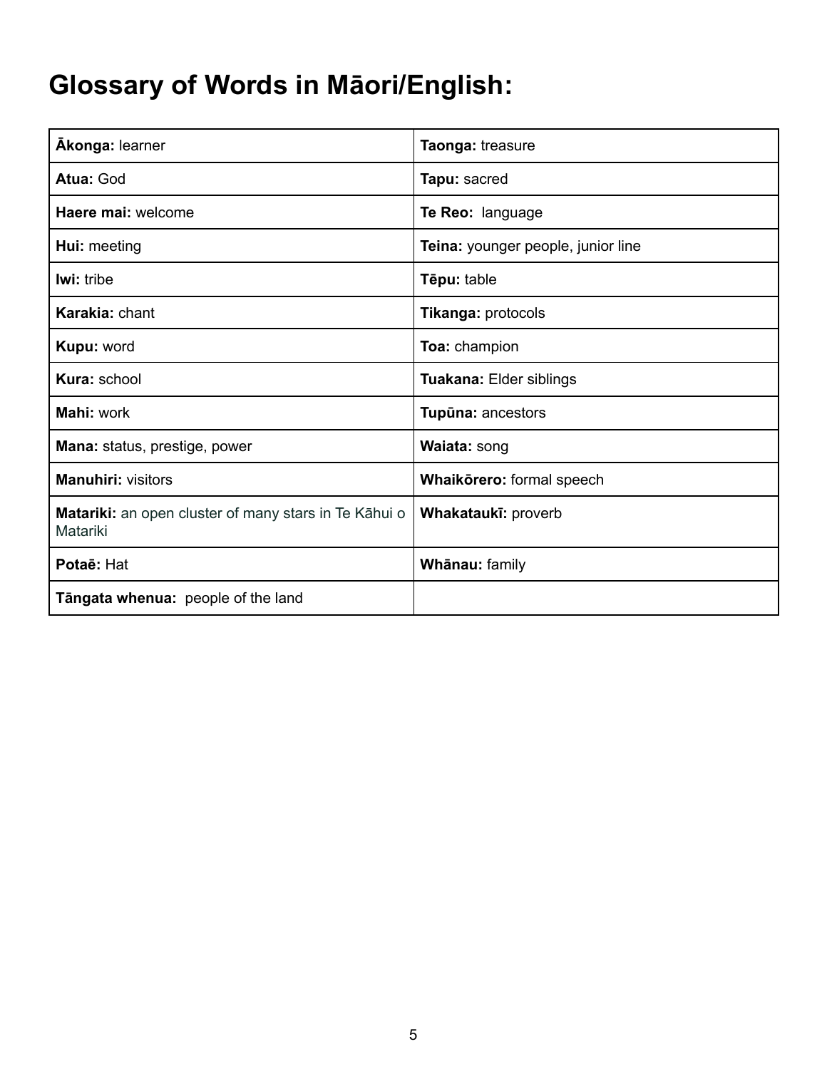# Glossary of Words in Māori/English:

| | |
|---|---|
| **Ākonga:** learner | **Taonga:** treasure |
| **Atua:** God | **Tapu:** sacred |
| **Haere mai:** welcome | **Te Reo:** language |
| **Hui:** meeting | **Teina:** younger people, junior line |
| **Iwi:** tribe | **Tēpu:** table |
| **Karakia:** chant | **Tikanga:** protocols |
| **Kupu:** word | **Toa:** champion |
| **Kura:** school | **Tuakana:** Elder siblings |
| **Mahi:** work | **Tupūna:** ancestors |
| **Mana:** status, prestige, power | **Waiata:** song |
| **Manuhiri:** visitors | **Whaikōrero:** formal speech |
| **Matariki:** an open cluster of many stars in Te Kāhui o Matariki | **Whakataukī:** proverb |
| **Potaē:** Hat | **Whānau:** family |
| **Tāngata whenua:** people of the land | |